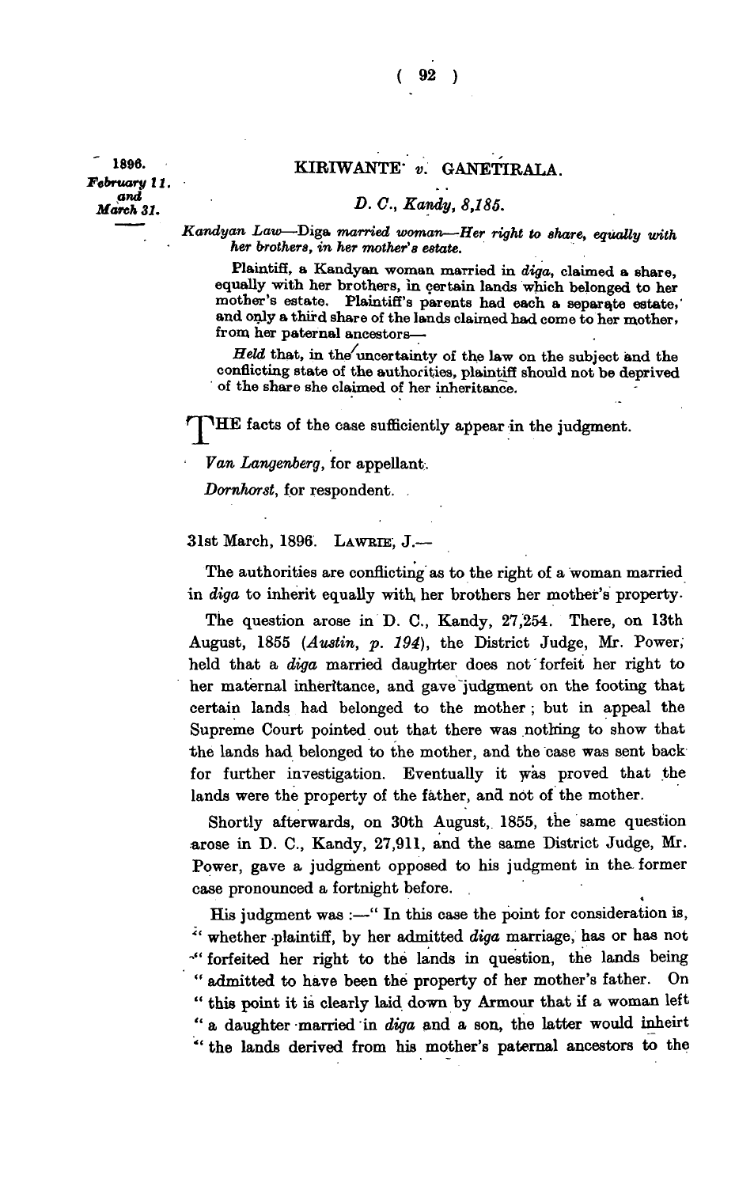1896.
*February 11. and March 31.*

## KIRIWANTE v. GANETIRALA.

*D. C., Kandy, 8,185.*

*Kandyan Law—Diga married woman—Her right to share, equally with her brothers, in her mother's estate.*

Plaintiff, a Kandyan woman married in *diga*, claimed a share, equally with her brothers, in certain lands which belonged to her mother's estate. Plaintiff's parents had each a separate estate, and only a third share of the lands claimed had come to her mother, from her paternal ancestors—

*Held* that, in the uncertainty of the law on the subject and the conflicting state of the authorities, plaintiff should not be deprived of the share she claimed of her inheritance.

THE facts of the case sufficiently appear in the judgment.

*Van Langenberg*, for appellant.

*Dornhorst*, for respondent.

31st March, 1896. LAWRIE, J.—

The authorities are conflicting as to the right of a woman married in *diga* to inherit equally with her brothers her mother's property.

The question arose in D. C., Kandy, 27,254. There, on 13th August, 1855 (*Austin, p. 194*), the District Judge, Mr. Power, held that a *diga* married daughter does not forfeit her right to her maternal inheritance, and gave judgment on the footing that certain lands had belonged to the mother; but in appeal the Supreme Court pointed out that there was nothing to show that the lands had belonged to the mother, and the case was sent back for further investigation. Eventually it was proved that the lands were the property of the father, and not of the mother.

Shortly afterwards, on 30th August, 1855, the same question arose in D. C., Kandy, 27,911, and the same District Judge, Mr. Power, gave a judgment opposed to his judgment in the former case pronounced a fortnight before.

His judgment was :—" In this case the point for consideration is, " whether plaintiff, by her admitted *diga* marriage, has or has not " forfeited her right to the lands in question, the lands being " admitted to have been the property of her mother's father. On " this point it is clearly laid down by Armour that if a woman left " a daughter married in *diga* and a son, the latter would inheirt " the lands derived from his mother's paternal ancestors to the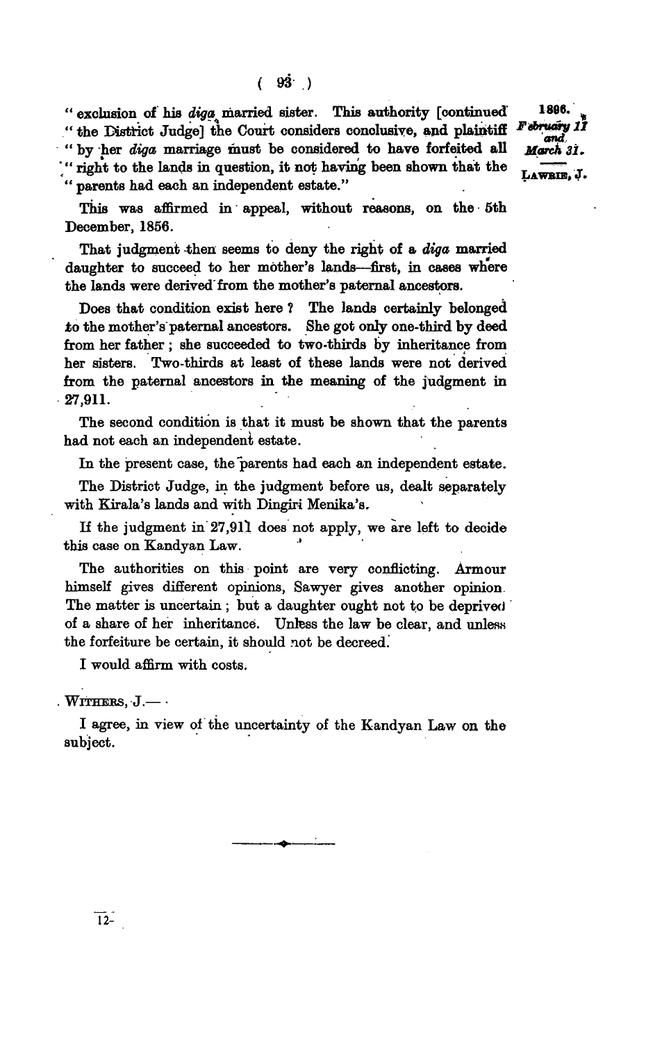"exclusion of his *diga* married sister. This authority [continued "the District Judge] the Court considers conclusive, and plaintiff "by her *diga* marriage must be considered to have forfeited all "right to the lands in question, it not having been shown that the "parents had each an independent estate."

1896. February 11 and March 31.

LAWRIE, J.

This was affirmed in appeal, without reasons, on the 5th December, 1856.

That judgment then seems to deny the right of a *diga* married daughter to succeed to her mother's lands—first, in cases where the lands were derived from the mother's paternal ancestors.

Does that condition exist here? The lands certainly belonged to the mother's paternal ancestors. She got only one-third by deed from her father; she succeeded to two-thirds by inheritance from her sisters. Two-thirds at least of these lands were not derived from the paternal ancestors in the meaning of the judgment in 27,911.

The second condition is that it must be shown that the parents had not each an independent estate.

In the present case, the parents had each an independent estate.

The District Judge, in the judgment before us, dealt separately with Kirala's lands and with Dingiri Menika's.

If the judgment in 27,911 does not apply, we are left to decide this case on Kandyan Law.

The authorities on this point are very conflicting. Armour himself gives different opinions, Sawyer gives another opinion. The matter is uncertain; but a daughter ought not to be deprived of a share of her inheritance. Unless the law be clear, and unless the forfeiture be certain, it should not be decreed.

I would affirm with costs.

WITHERS, J.—

I agree, in view of the uncertainty of the Kandyan Law on the subject.